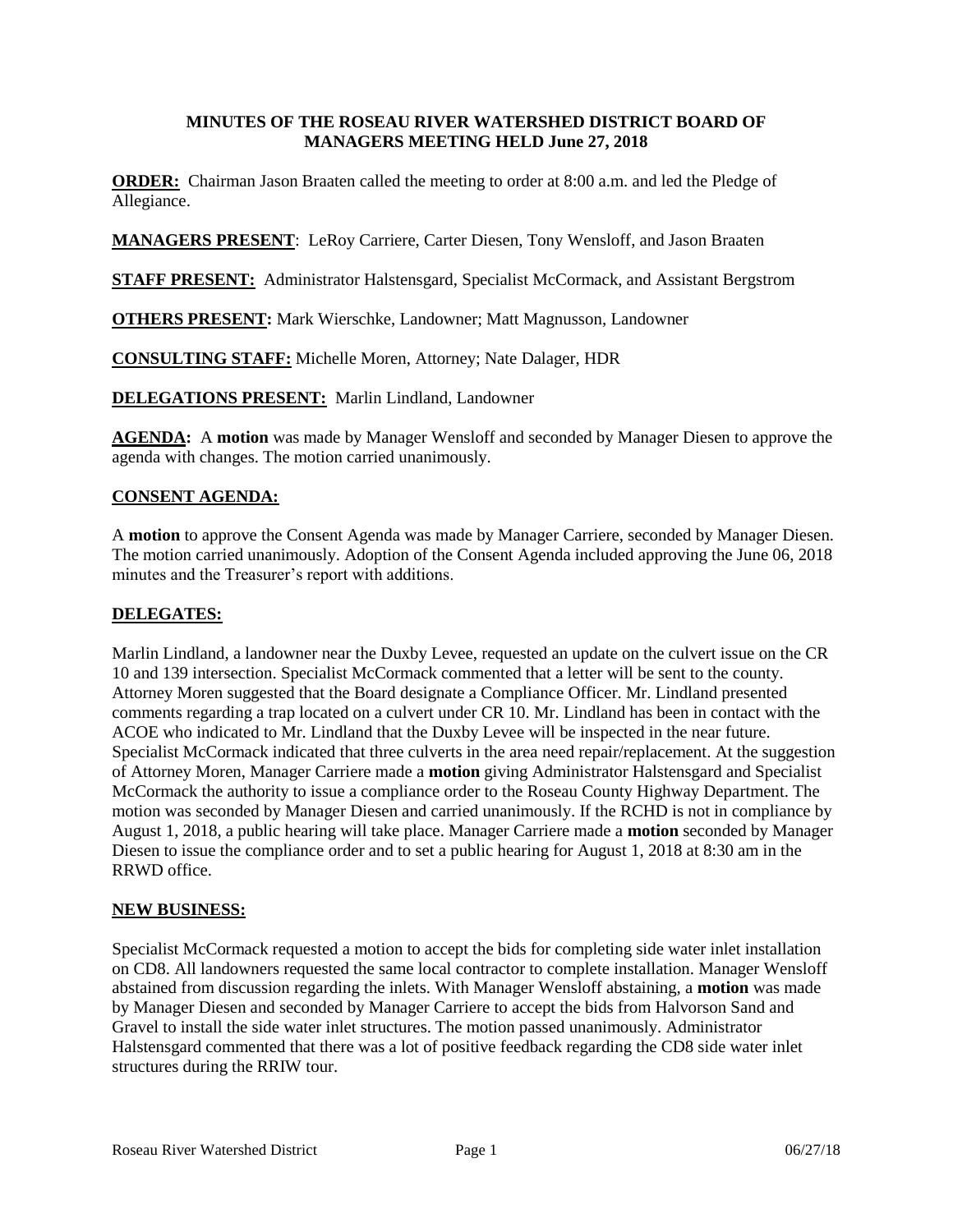**MINUTES OF THE ROSEAU RIVER WATERSHED DISTRICT BOARD OF MANAGERS MEETING HELD June 27, 2018**

**ORDER:** Chairman Jason Braaten called the meeting to order at 8:00 a.m. and led the Pledge of Allegiance.

**MANAGERS PRESENT**: LeRoy Carriere, Carter Diesen, Tony Wensloff, and Jason Braaten

**STAFF PRESENT:** Administrator Halstensgard, Specialist McCormack, and Assistant Bergstrom

**OTHERS PRESENT:** Mark Wierschke, Landowner; Matt Magnusson, Landowner

**CONSULTING STAFF:** Michelle Moren, Attorney; Nate Dalager, HDR

**DELEGATIONS PRESENT:** Marlin Lindland, Landowner

**AGENDA:** A **motion** was made by Manager Wensloff and seconded by Manager Diesen to approve the agenda with changes. The motion carried unanimously.

**CONSENT AGENDA:**

A **motion** to approve the Consent Agenda was made by Manager Carriere, seconded by Manager Diesen. The motion carried unanimously. Adoption of the Consent Agenda included approving the June 06, 2018 minutes and the Treasurer's report with additions.

**DELEGATES:**

Marlin Lindland, a landowner near the Duxby Levee, requested an update on the culvert issue on the CR 10 and 139 intersection. Specialist McCormack commented that a letter will be sent to the county. Attorney Moren suggested that the Board designate a Compliance Officer. Mr. Lindland presented comments regarding a trap located on a culvert under CR 10. Mr. Lindland has been in contact with the ACOE who indicated to Mr. Lindland that the Duxby Levee will be inspected in the near future. Specialist McCormack indicated that three culverts in the area need repair/replacement. At the suggestion of Attorney Moren, Manager Carriere made a **motion** giving Administrator Halstensgard and Specialist McCormack the authority to issue a compliance order to the Roseau County Highway Department. The motion was seconded by Manager Diesen and carried unanimously. If the RCHD is not in compliance by August 1, 2018, a public hearing will take place. Manager Carriere made a **motion** seconded by Manager Diesen to issue the compliance order and to set a public hearing for August 1, 2018 at 8:30 am in the RRWD office.

**NEW BUSINESS:**

Specialist McCormack requested a motion to accept the bids for completing side water inlet installation on CD8. All landowners requested the same local contractor to complete installation. Manager Wensloff abstained from discussion regarding the inlets. With Manager Wensloff abstaining, a **motion** was made by Manager Diesen and seconded by Manager Carriere to accept the bids from Halvorson Sand and Gravel to install the side water inlet structures. The motion passed unanimously. Administrator Halstensgard commented that there was a lot of positive feedback regarding the CD8 side water inlet structures during the RRIW tour.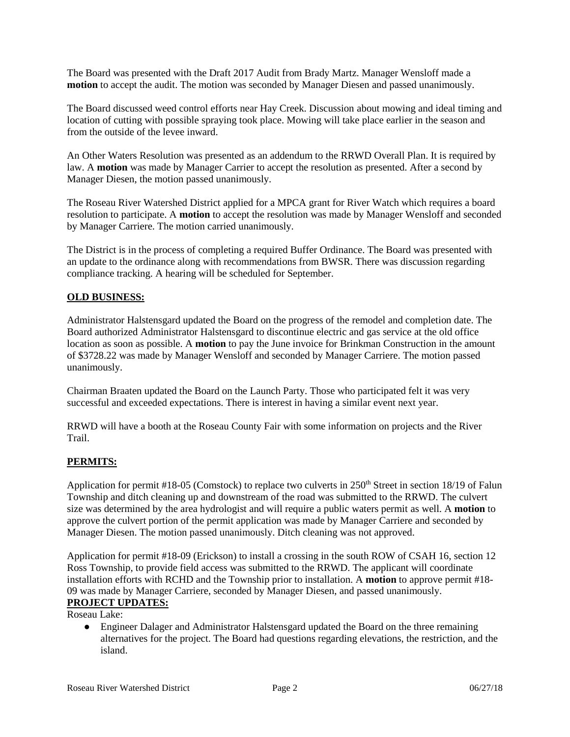The Board was presented with the Draft 2017 Audit from Brady Martz. Manager Wensloff made a **motion** to accept the audit. The motion was seconded by Manager Diesen and passed unanimously.

The Board discussed weed control efforts near Hay Creek. Discussion about mowing and ideal timing and location of cutting with possible spraying took place. Mowing will take place earlier in the season and from the outside of the levee inward.

An Other Waters Resolution was presented as an addendum to the RRWD Overall Plan. It is required by law. A **motion** was made by Manager Carrier to accept the resolution as presented. After a second by Manager Diesen, the motion passed unanimously.

The Roseau River Watershed District applied for a MPCA grant for River Watch which requires a board resolution to participate. A **motion** to accept the resolution was made by Manager Wensloff and seconded by Manager Carriere. The motion carried unanimously.

The District is in the process of completing a required Buffer Ordinance. The Board was presented with an update to the ordinance along with recommendations from BWSR. There was discussion regarding compliance tracking. A hearing will be scheduled for September.

**OLD BUSINESS:**

Administrator Halstensgard updated the Board on the progress of the remodel and completion date. The Board authorized Administrator Halstensgard to discontinue electric and gas service at the old office location as soon as possible. A **motion** to pay the June invoice for Brinkman Construction in the amount of $3728.22 was made by Manager Wensloff and seconded by Manager Carriere. The motion passed unanimously.

Chairman Braaten updated the Board on the Launch Party. Those who participated felt it was very successful and exceeded expectations. There is interest in having a similar event next year.

RRWD will have a booth at the Roseau County Fair with some information on projects and the River Trail.

**PERMITS:**

Application for permit #18-05 (Comstock) to replace two culverts in 250th Street in section 18/19 of Falun Township and ditch cleaning up and downstream of the road was submitted to the RRWD. The culvert size was determined by the area hydrologist and will require a public waters permit as well. A **motion** to approve the culvert portion of the permit application was made by Manager Carriere and seconded by Manager Diesen. The motion passed unanimously. Ditch cleaning was not approved.

Application for permit #18-09 (Erickson) to install a crossing in the south ROW of CSAH 16, section 12 Ross Township, to provide field access was submitted to the RRWD. The applicant will coordinate installation efforts with RCHD and the Township prior to installation. A **motion** to approve permit #18-09 was made by Manager Carriere, seconded by Manager Diesen, and passed unanimously.

**PROJECT UPDATES:**

Roseau Lake:

- Engineer Dalager and Administrator Halstensgard updated the Board on the three remaining alternatives for the project. The Board had questions regarding elevations, the restriction, and the island.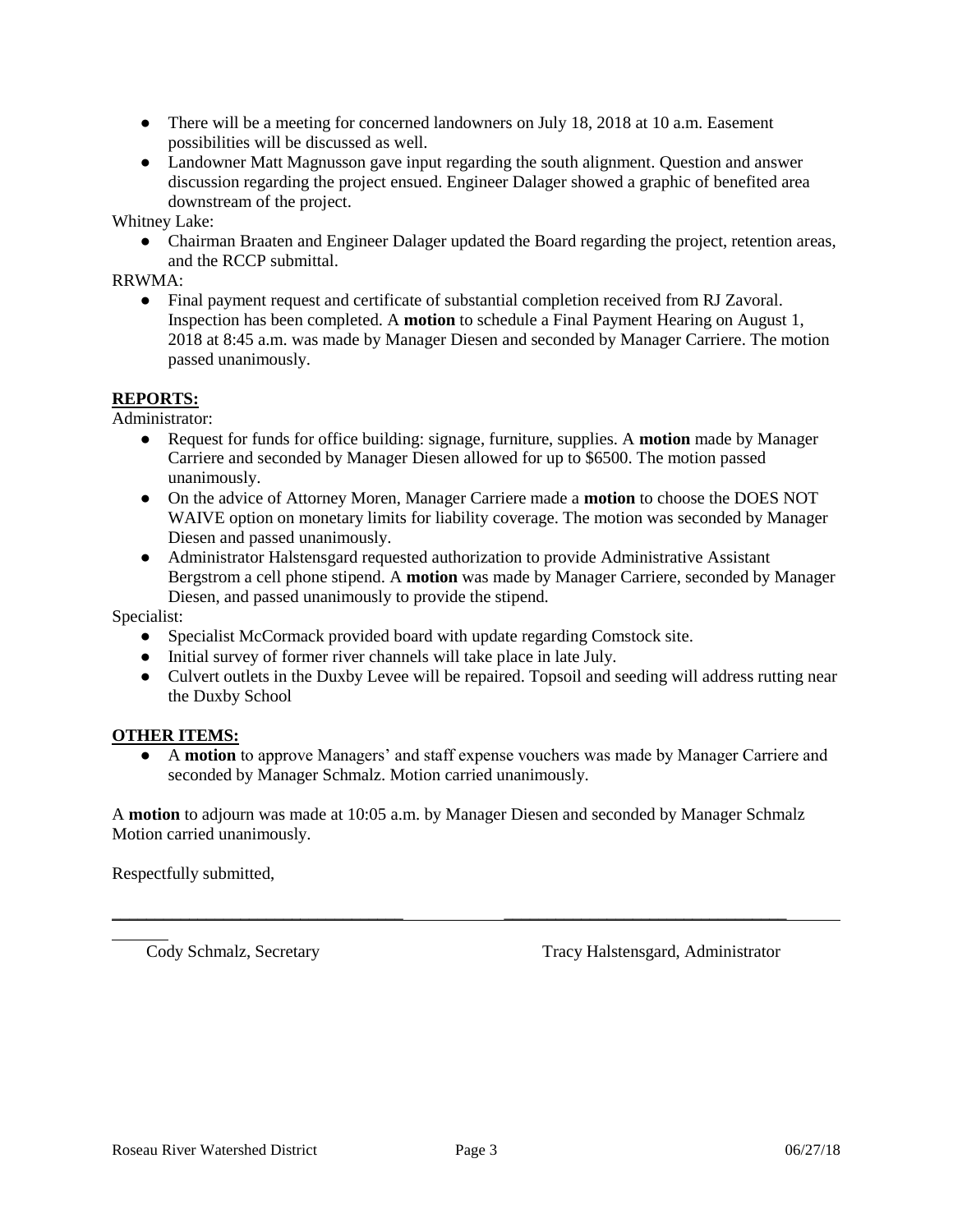- There will be a meeting for concerned landowners on July 18, 2018 at 10 a.m. Easement possibilities will be discussed as well.
- Landowner Matt Magnusson gave input regarding the south alignment. Question and answer discussion regarding the project ensued. Engineer Dalager showed a graphic of benefited area downstream of the project.

Whitney Lake:

- Chairman Braaten and Engineer Dalager updated the Board regarding the project, retention areas, and the RCCP submittal.

RRWMA:

- Final payment request and certificate of substantial completion received from RJ Zavoral. Inspection has been completed. A **motion** to schedule a Final Payment Hearing on August 1, 2018 at 8:45 a.m. was made by Manager Diesen and seconded by Manager Carriere. The motion passed unanimously.

## REPORTS:

Administrator:

- Request for funds for office building: signage, furniture, supplies. A **motion** made by Manager Carriere and seconded by Manager Diesen allowed for up to $6500. The motion passed unanimously.
- On the advice of Attorney Moren, Manager Carriere made a **motion** to choose the DOES NOT WAIVE option on monetary limits for liability coverage. The motion was seconded by Manager Diesen and passed unanimously.
- Administrator Halstensgard requested authorization to provide Administrative Assistant Bergstrom a cell phone stipend. A **motion** was made by Manager Carriere, seconded by Manager Diesen, and passed unanimously to provide the stipend.

Specialist:

- Specialist McCormack provided board with update regarding Comstock site.
- Initial survey of former river channels will take place in late July.
- Culvert outlets in the Duxby Levee will be repaired. Topsoil and seeding will address rutting near the Duxby School

## OTHER ITEMS:

- A **motion** to approve Managers' and staff expense vouchers was made by Manager Carriere and seconded by Manager Schmalz. Motion carried unanimously.

A **motion** to adjourn was made at 10:05 a.m. by Manager Diesen and seconded by Manager Schmalz Motion carried unanimously.

Respectfully submitted,

\_\_\_\_\_\_\_\_\_\_\_\_\_\_\_\_\_\_\_\_\_\_\_\_\_\_\_\_\_\_\_\_\_\_ \_\_\_\_\_\_\_\_\_\_\_\_\_\_\_\_\_\_\_\_\_\_\_\_\_\_\_\_\_\_\_\_\_\_

Cody Schmalz, Secretary                    Tracy Halstensgard, Administrator